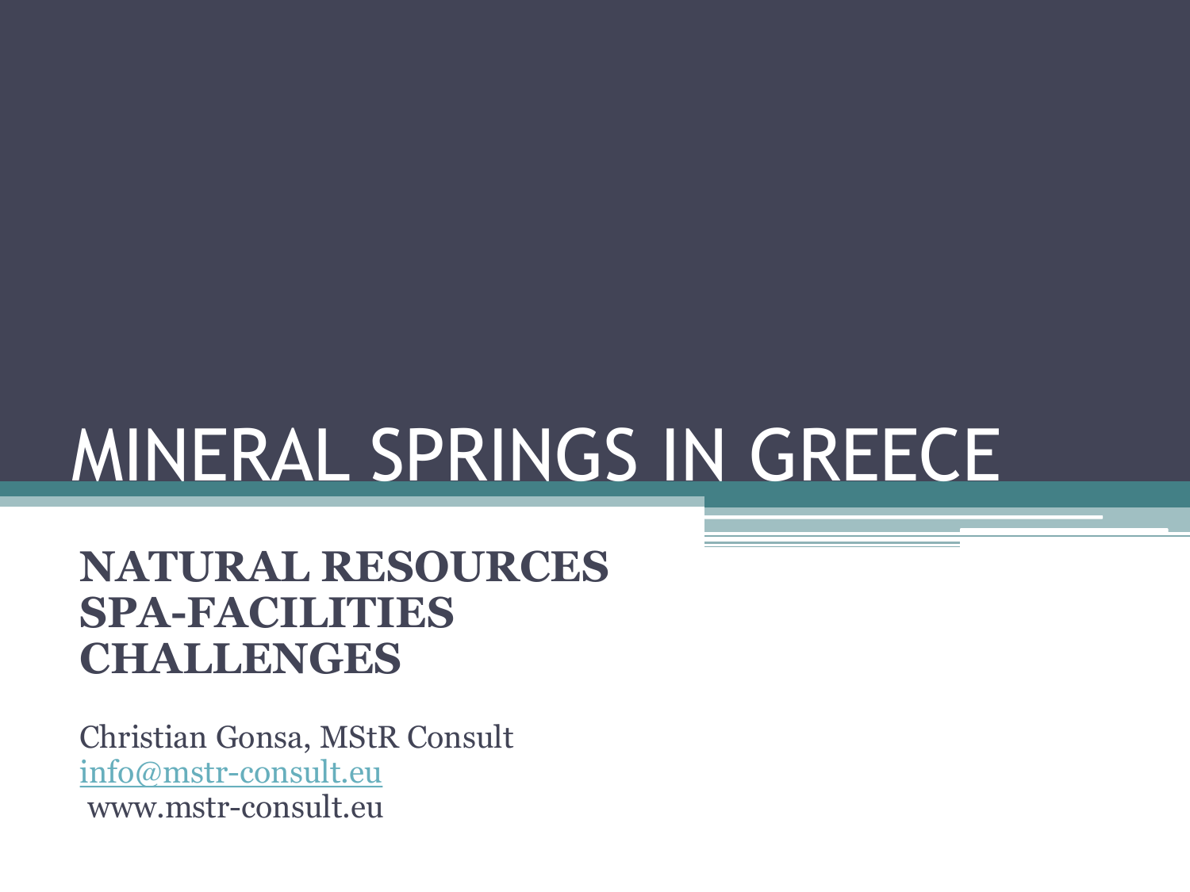# MINERAL SPRINGS IN GREECE

**NATURAL RESOURCES**
**SPA-FACILITIES**
**CHALLENGES**

Christian Gonsa, MStR Consult
info@mstr-consult.eu
www.mstr-consult.eu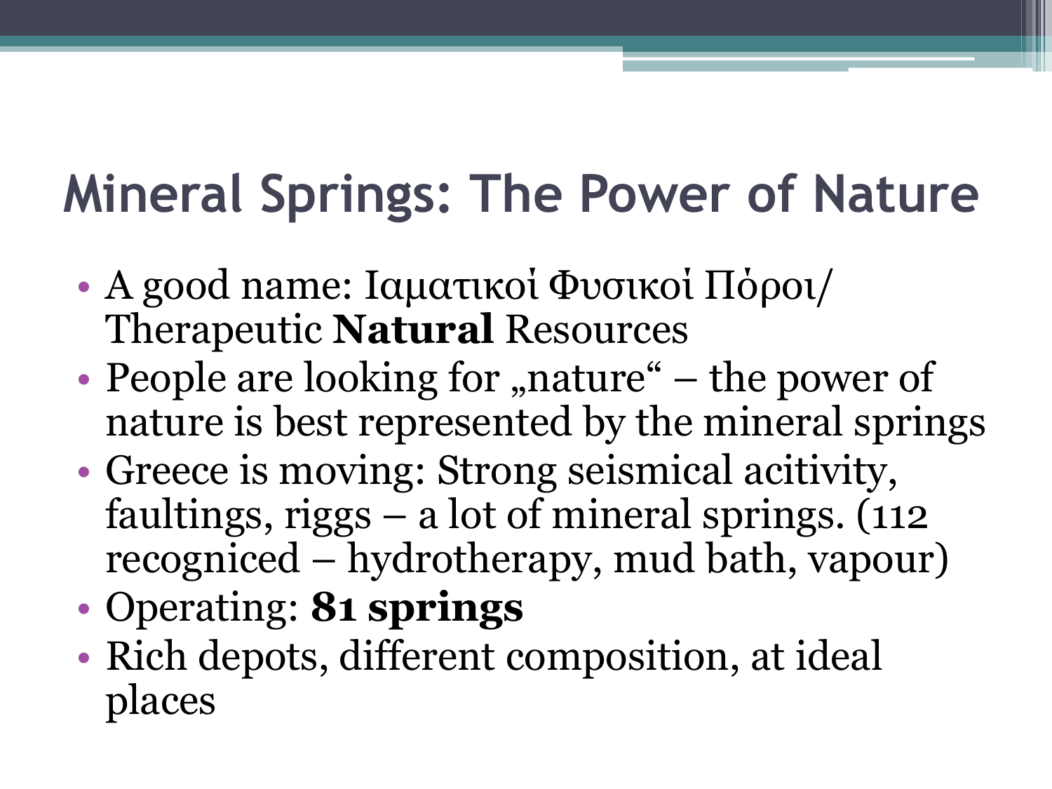# Mineral Springs: The Power of Nature

- A good name: Ιαματικοἰ Φυσικοἰ Πὀροι/ Therapeutic **Natural** Resources
- People are looking for „nature" – the power of nature is best represented by the mineral springs
- Greece is moving: Strong seismical acitivity, faultings, riggs – a lot of mineral springs. (112 recogniced – hydrotherapy, mud bath, vapour)
- Operating: **81 springs**
- Rich depots, different composition, at ideal places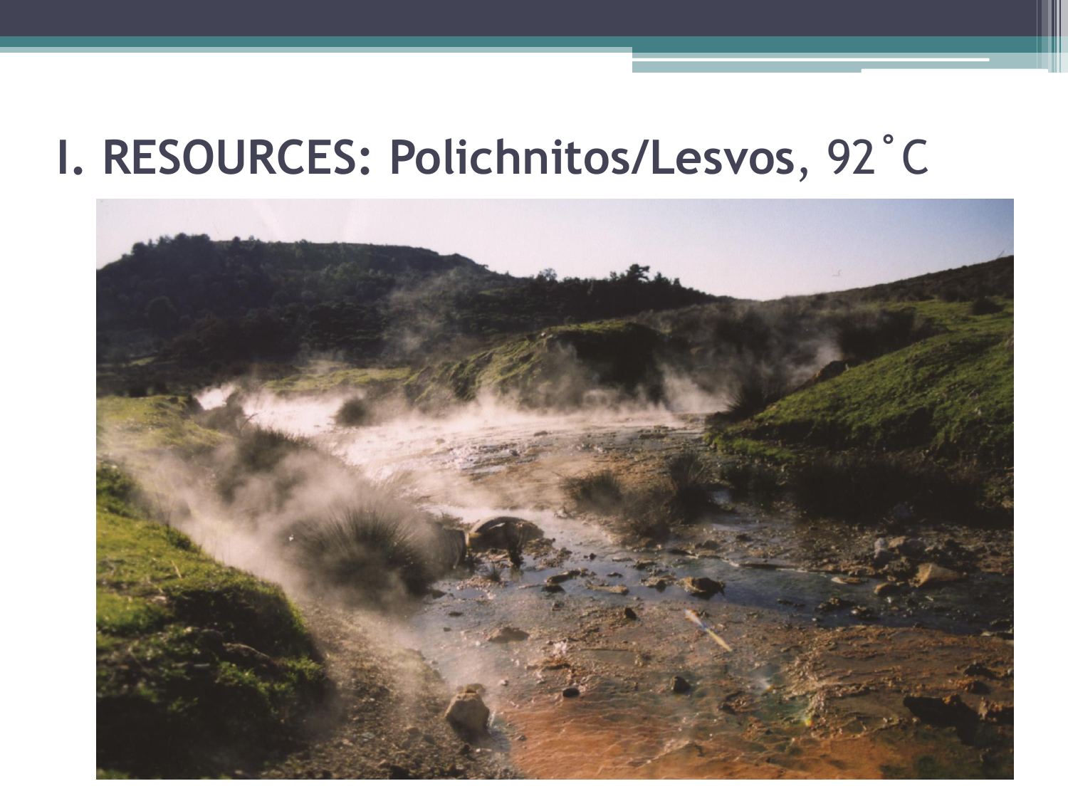# I. RESOURCES: Polichnitos/Lesvos, 92˚C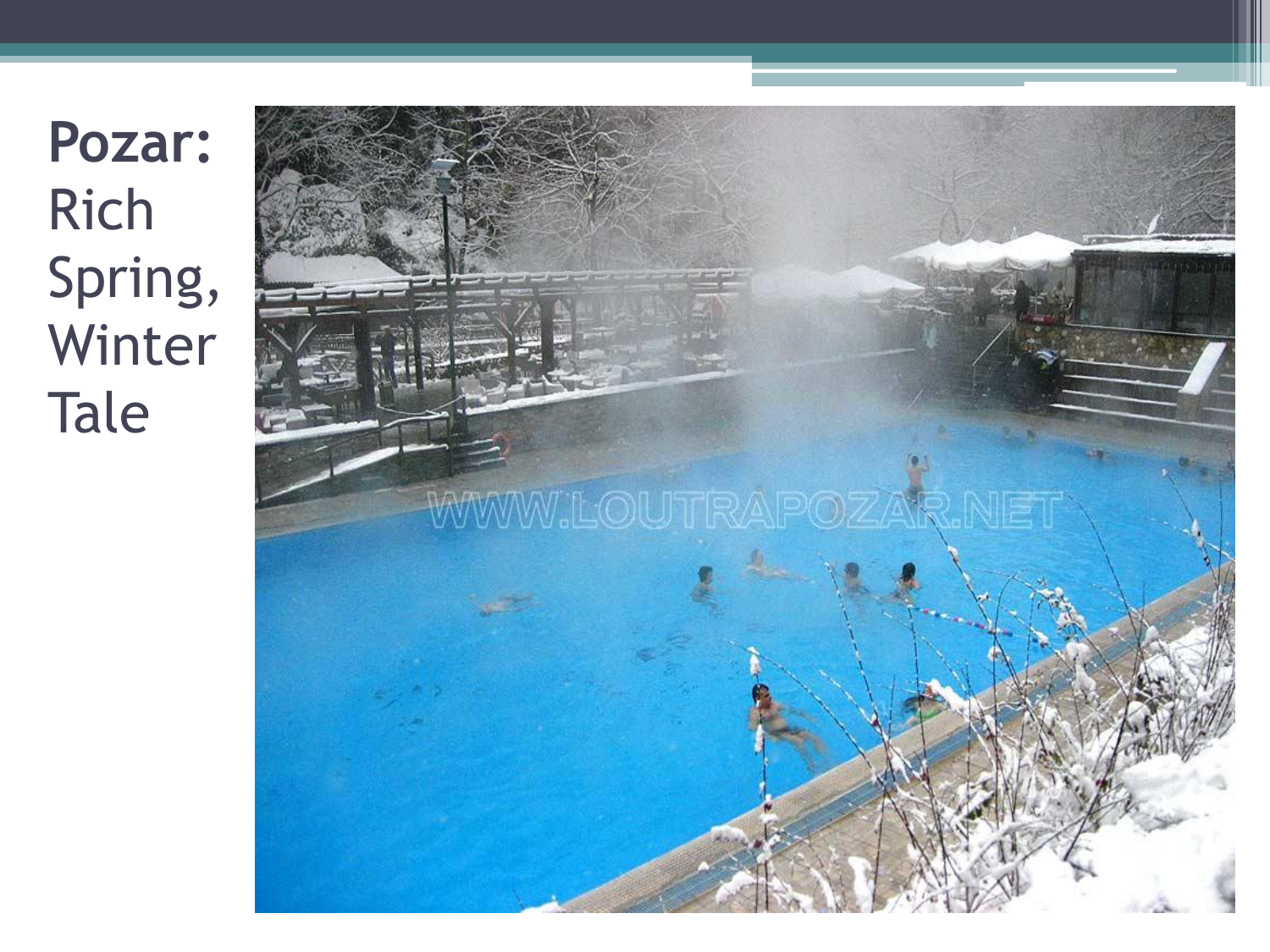# **Pozar:** Rich Spring, Winter Tale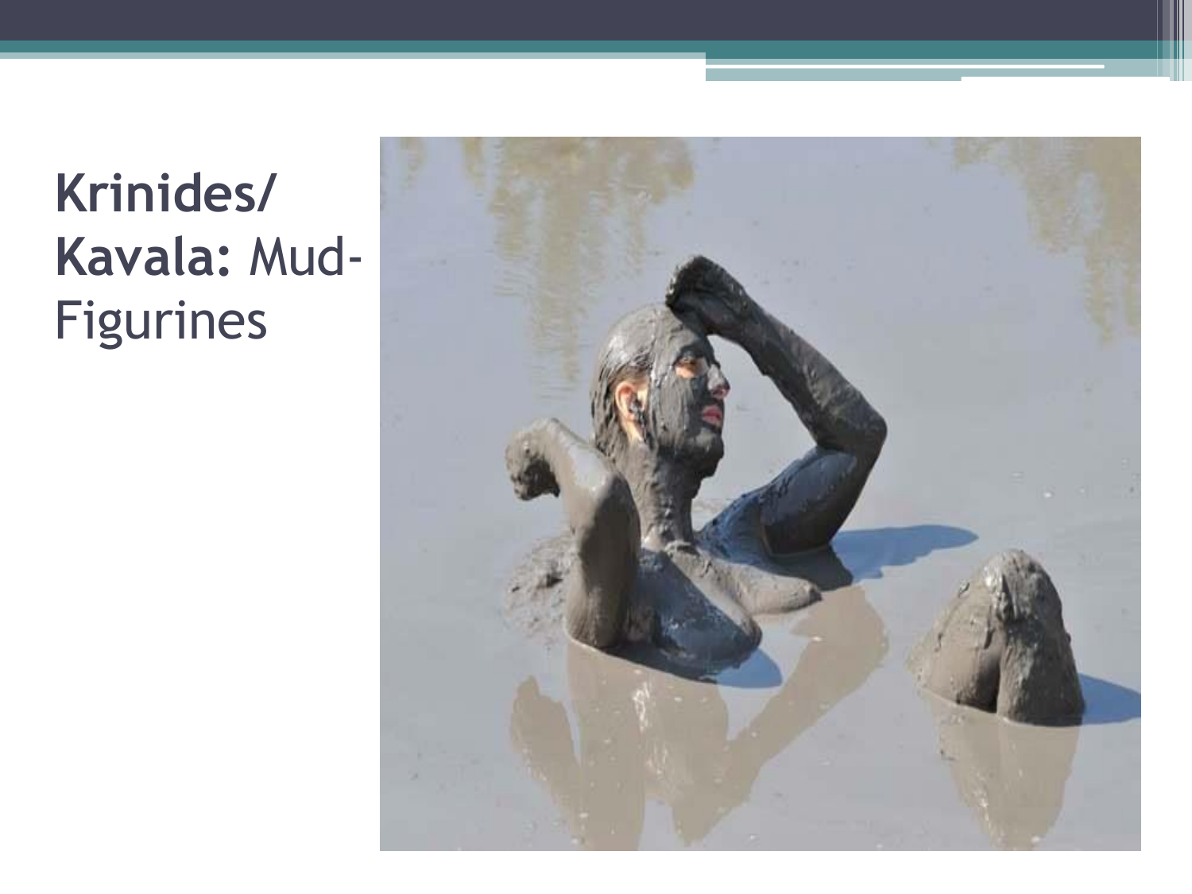**Krinides/ Kavala:** Mud-Figurines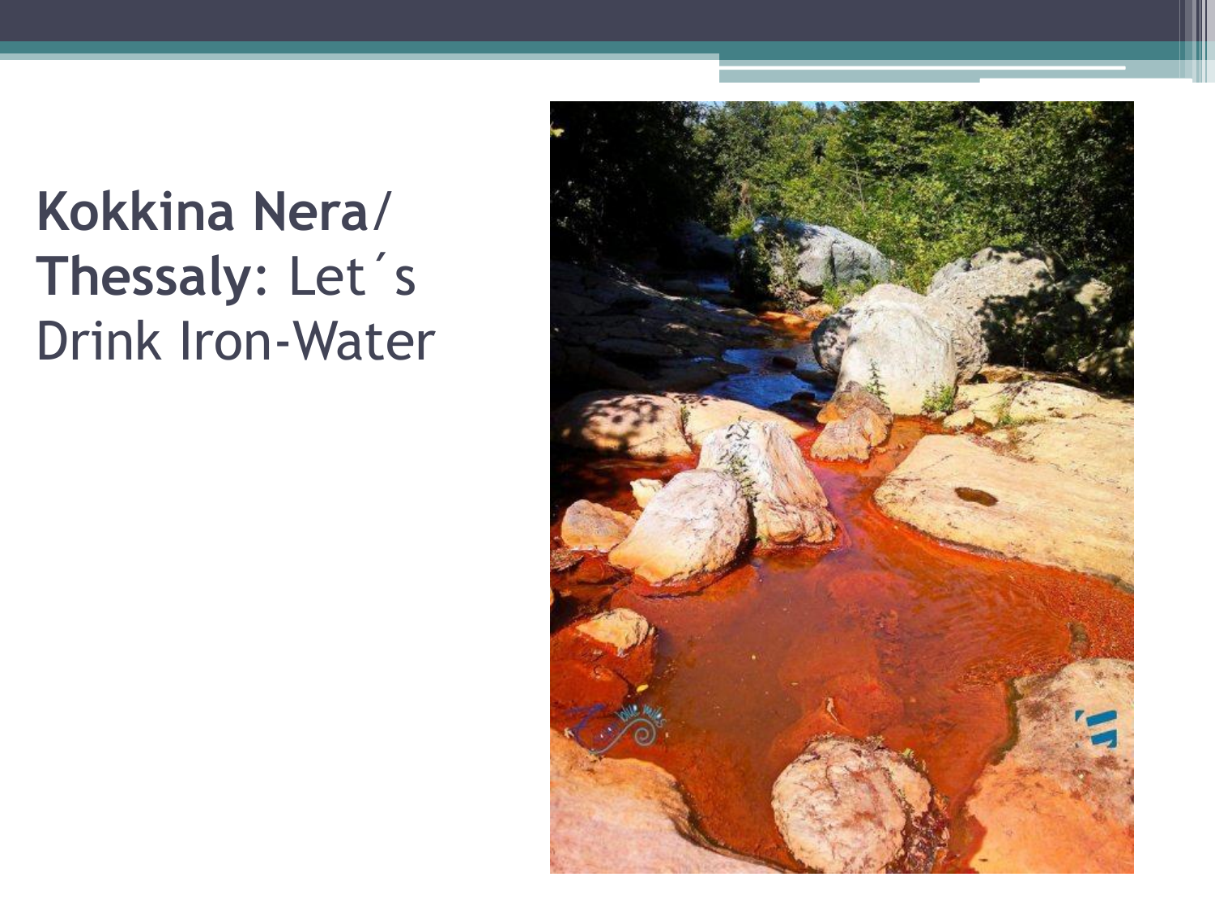# **Kokkina Nera/ Thessaly**: Let´s Drink Iron-Water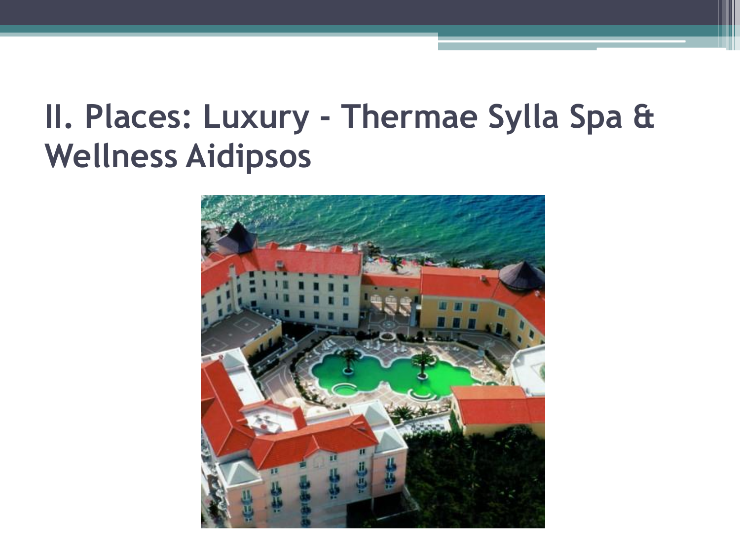# II. Places: Luxury - Thermae Sylla Spa & Wellness Aidipsos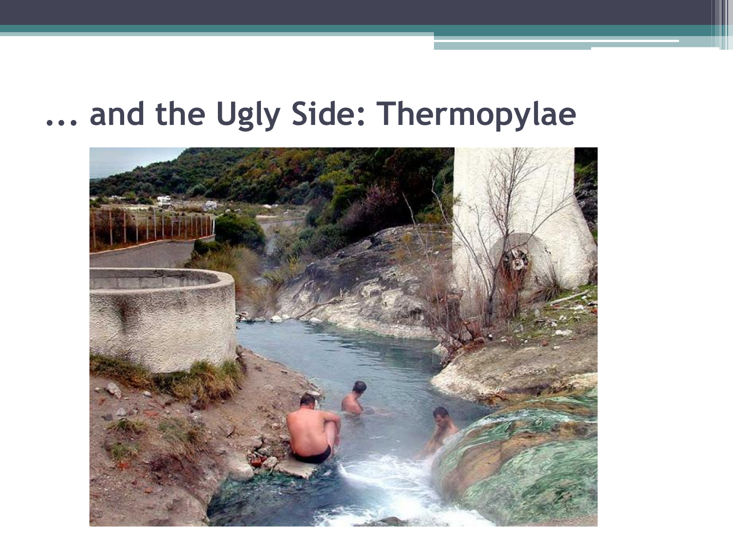# ... and the Ugly Side: Thermopylae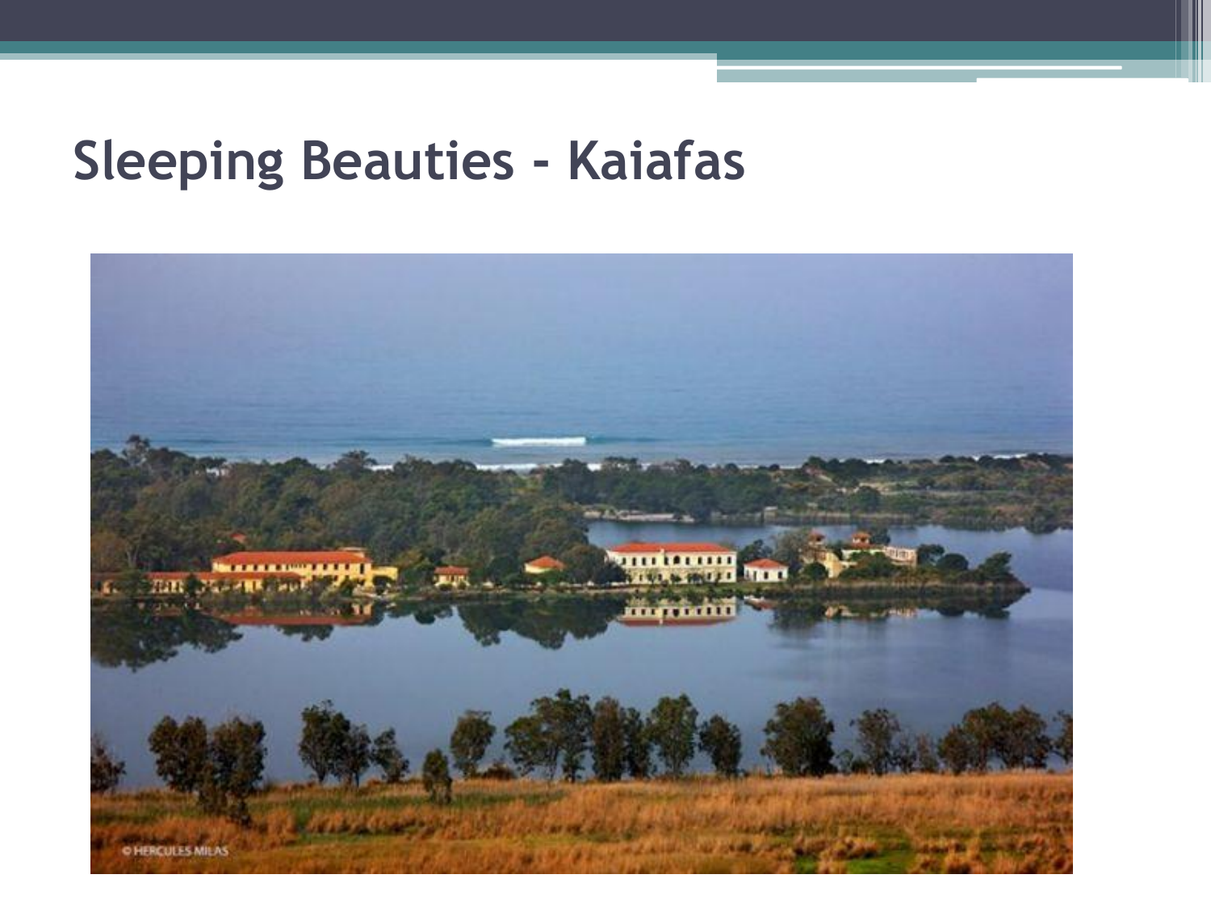# Sleeping Beauties - Kaiafas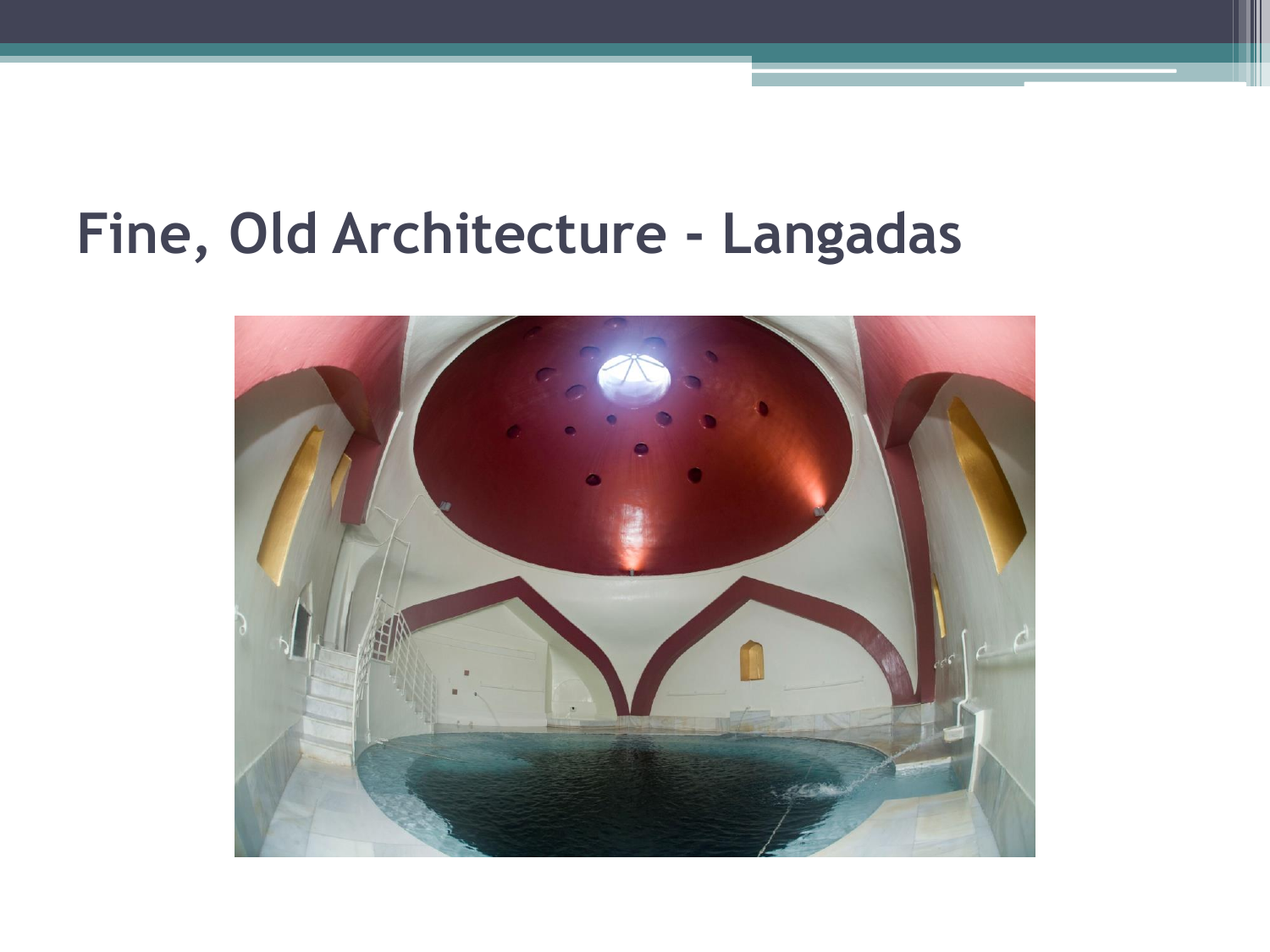# Fine, Old Architecture - Langadas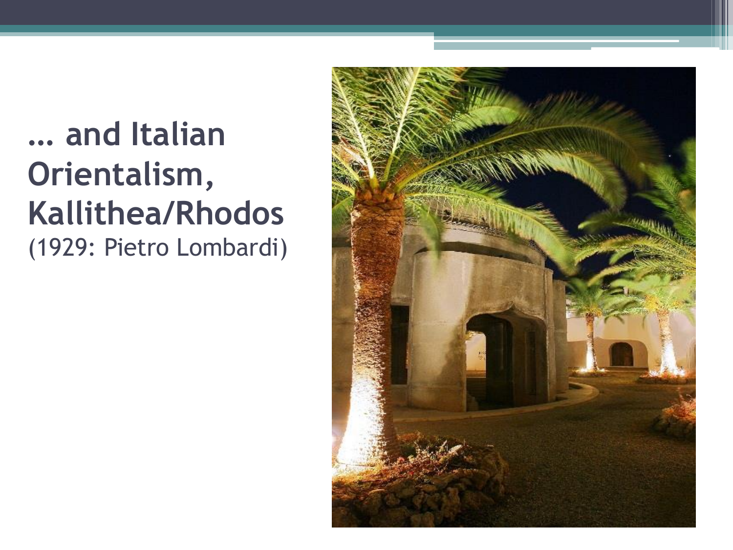# … and Italian Orientalism, Kallithea/Rhodos

(1929: Pietro Lombardi)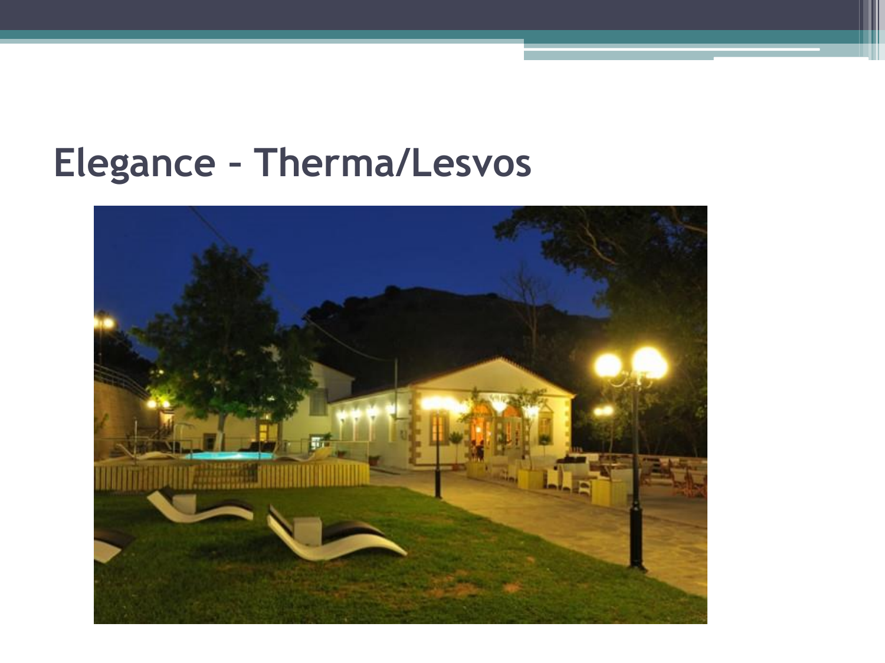# Elegance – Therma/Lesvos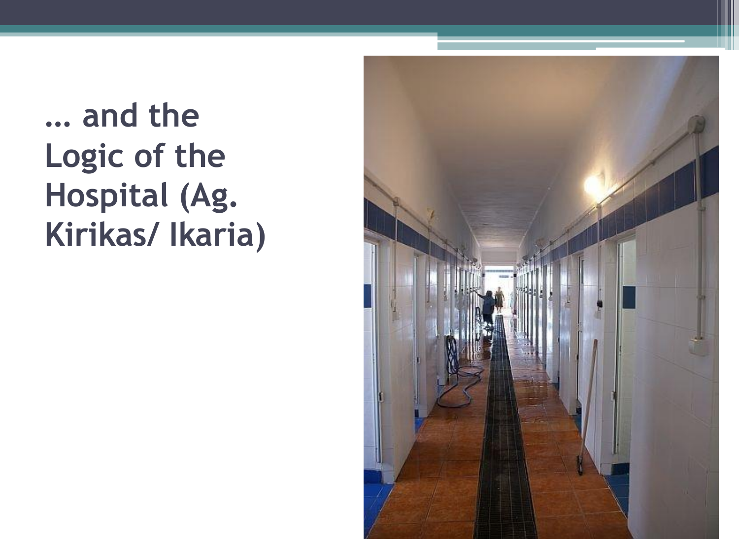# … and the Logic of the Hospital (Ag. Kirikas/ Ikaria)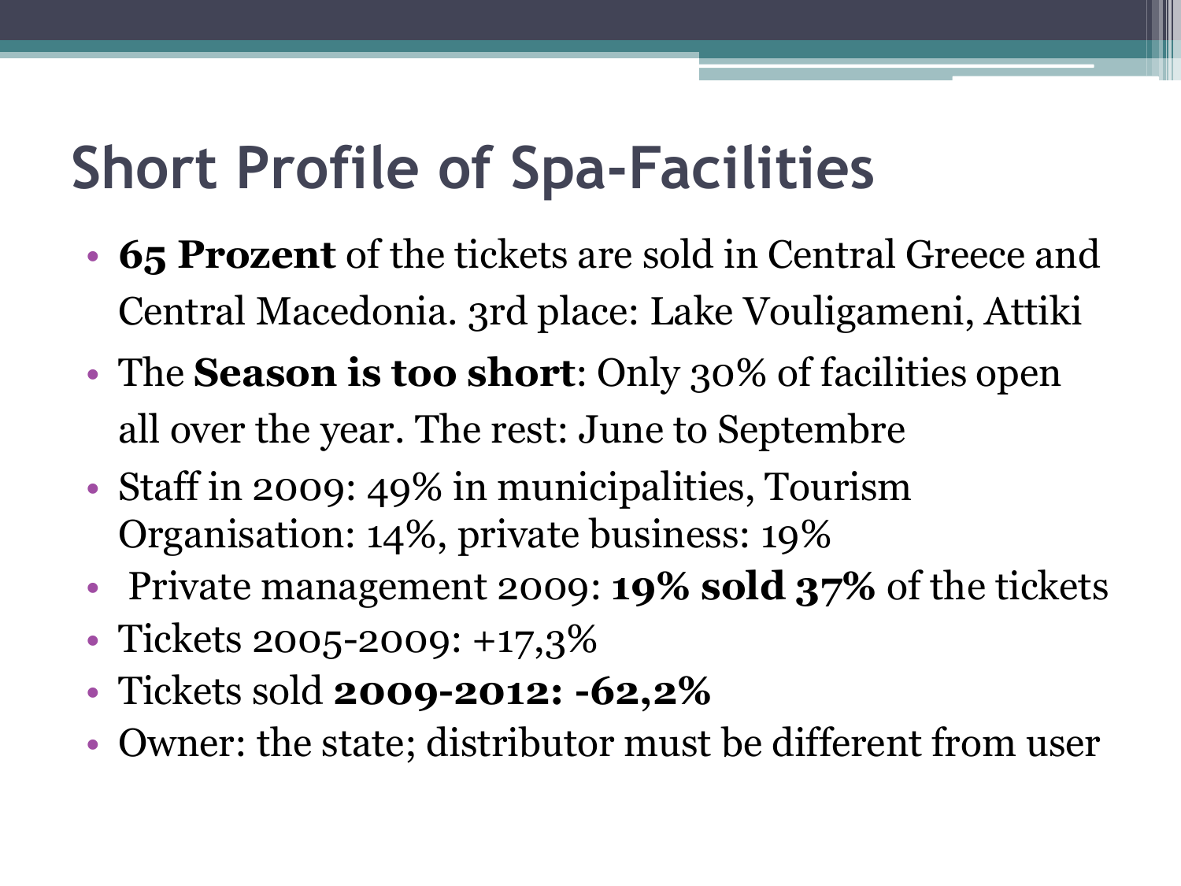# Short Profile of Spa-Facilities

- **65 Prozent** of the tickets are sold in Central Greece and Central Macedonia. 3rd place: Lake Vouligameni, Attiki
- The **Season is too short**: Only 30% of facilities open all over the year. The rest: June to Septembre
- Staff in 2009: 49% in municipalities, Tourism Organisation: 14%, private business: 19%
- Private management 2009: **19% sold 37%** of the tickets
- Tickets 2005-2009: +17,3%
- Tickets sold **2009-2012: -62,2%**
- Owner: the state; distributor must be different from user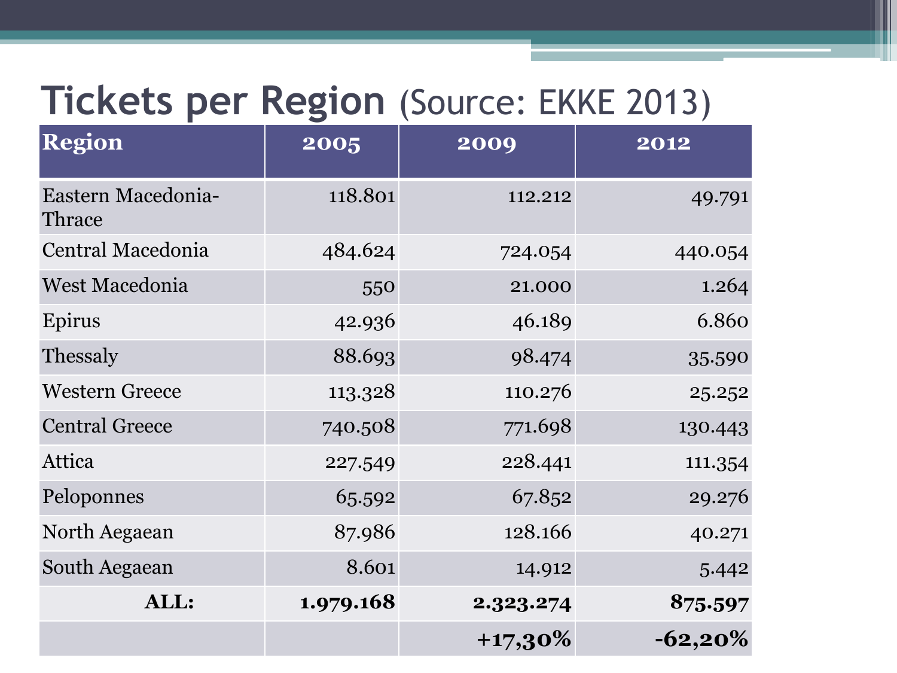# Tickets per Region (Source: EKKE 2013)

| Region | 2005 | 2009 | 2012 |
|---|---|---|---|
| Eastern Macedonia-Thrace | 118.801 | 112.212 | 49.791 |
| Central Macedonia | 484.624 | 724.054 | 440.054 |
| West Macedonia | 550 | 21.000 | 1.264 |
| Epirus | 42.936 | 46.189 | 6.860 |
| Thessaly | 88.693 | 98.474 | 35.590 |
| Western Greece | 113.328 | 110.276 | 25.252 |
| Central Greece | 740.508 | 771.698 | 130.443 |
| Attica | 227.549 | 228.441 | 111.354 |
| Peloponnes | 65.592 | 67.852 | 29.276 |
| North Aegaean | 87.986 | 128.166 | 40.271 |
| South Aegaean | 8.601 | 14.912 | 5.442 |
| **ALL:** | **1.979.168** | **2.323.274** | **875.597** |
| | | **+17,30%** | **-62,20%** |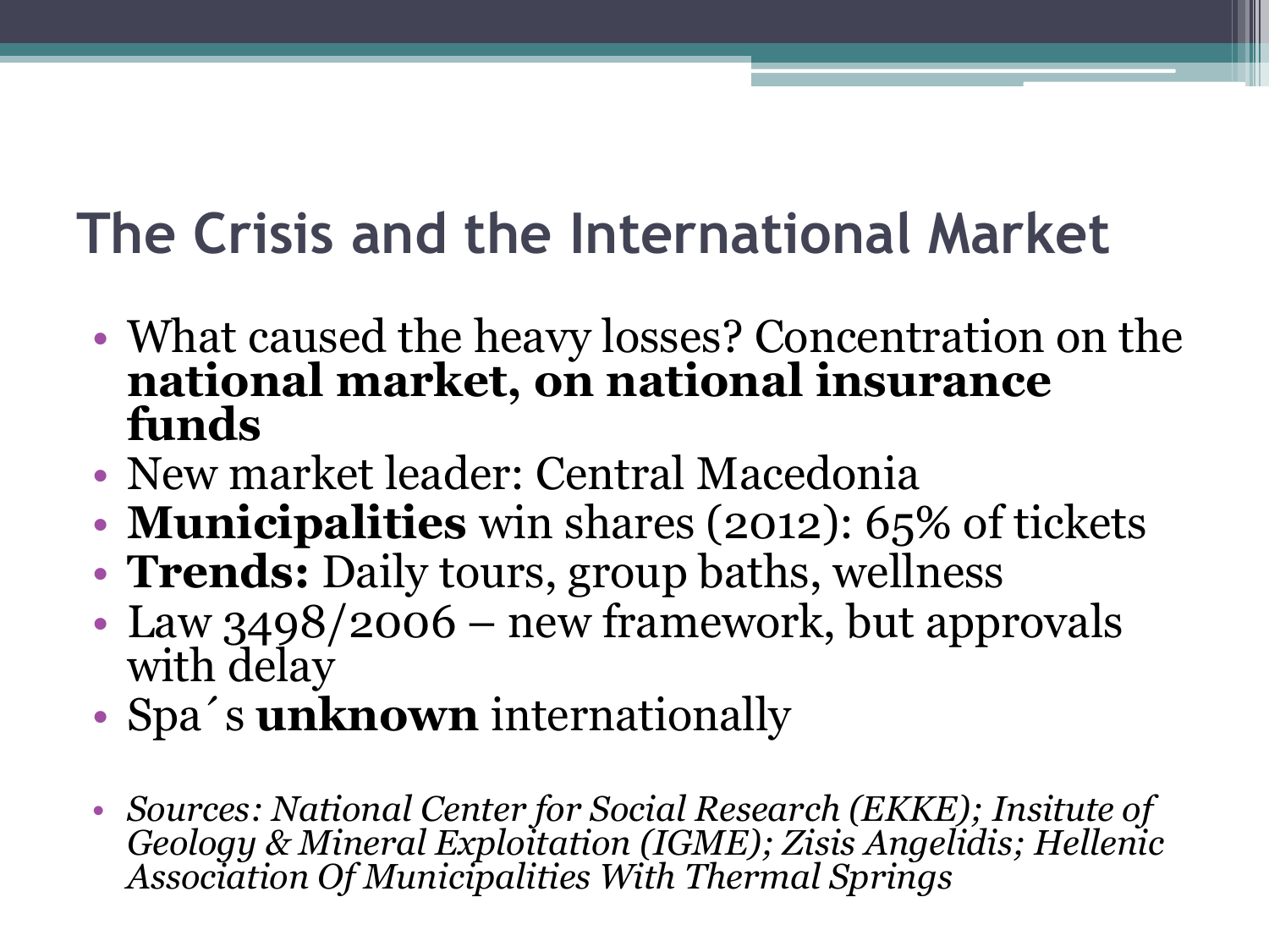# The Crisis and the International Market

- What caused the heavy losses? Concentration on the **national market, on national insurance funds**
- New market leader: Central Macedonia
- **Municipalities** win shares (2012): 65% of tickets
- **Trends:** Daily tours, group baths, wellness
- Law 3498/2006 – new framework, but approvals with delay
- Spa´s **unknown** internationally

- *Sources: National Center for Social Research (EKKE); Insitute of Geology & Mineral Exploitation (IGME); Zisis Angelidis; Hellenic Association Of Municipalities With Thermal Springs*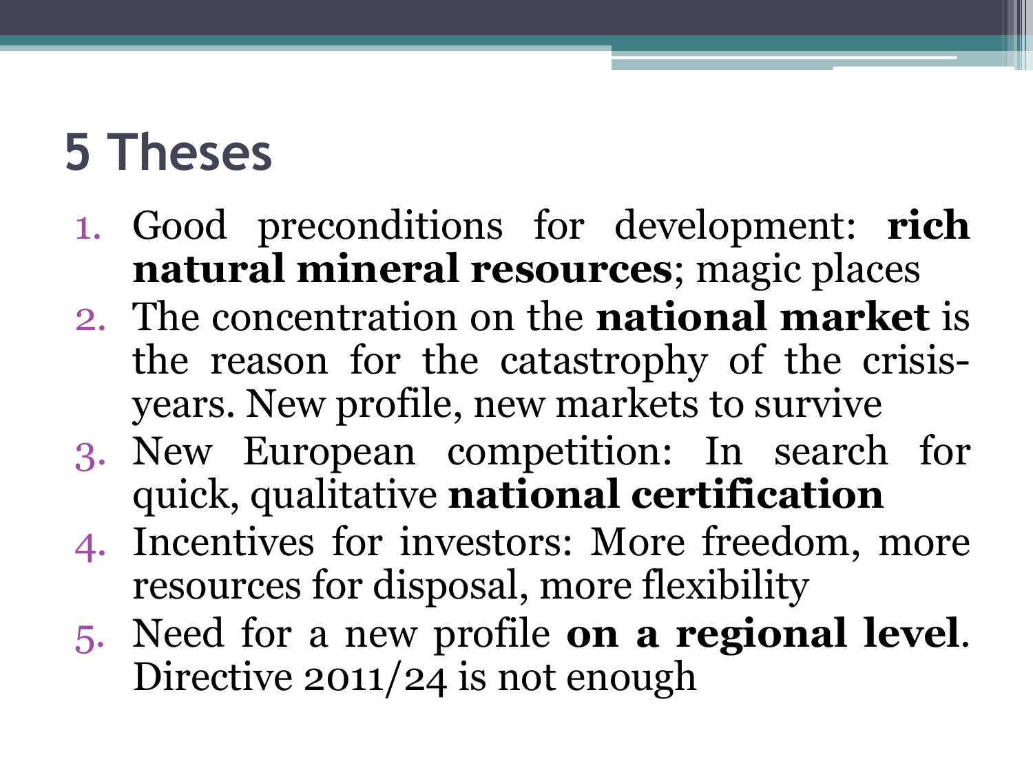# 5 Theses

1. Good preconditions for development: **rich natural mineral resources**; magic places
2. The concentration on the **national market** is the reason for the catastrophy of the crisis-years. New profile, new markets to survive
3. New European competition: In search for quick, qualitative **national certification**
4. Incentives for investors: More freedom, more resources for disposal, more flexibility
5. Need for a new profile **on a regional level**. Directive 2011/24 is not enough